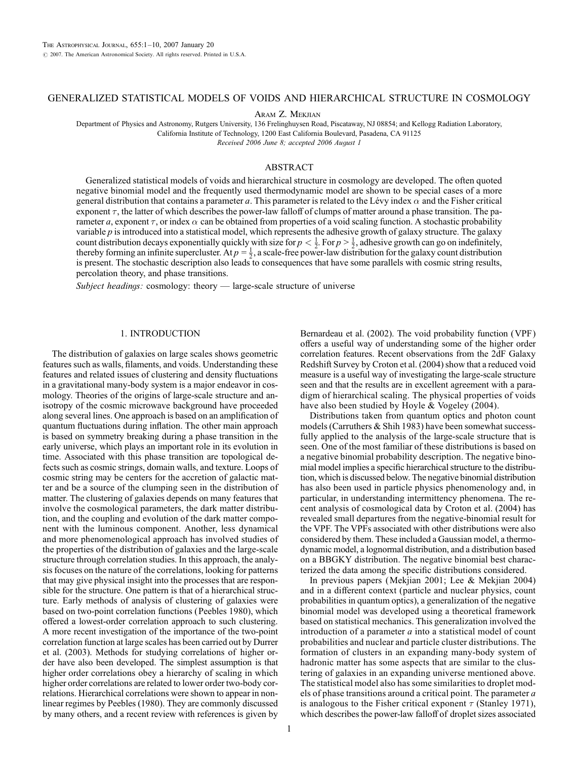# GENERALIZED STATISTICAL MODELS OF VOIDS AND HIERARCHICAL STRUCTURE IN COSMOLOGY

Aram Z. Mekjian

Department of Physics and Astronomy, Rutgers University, 136 Frelinghuysen Road, Piscataway, NJ 08854; and Kellogg Radiation Laboratory, California Institute of Technology, 1200 East California Boulevard, Pasadena, CA 91125

*Received 2006 June 8; accepted 2006 August 1*

## ABSTRACT

Generalized statistical models of voids and hierarchical structure in cosmology are developed. The often quoted negative binomial model and the frequently used thermodynamic model are shown to be special cases of a more general distribution that contains a parameter $a$. This parameter is related to the Lévy index $\alpha$ and the Fisher critical exponent $\tau$, the latter of which describes the power-law falloff of clumps of matter around a phase transition. The parameter $a$, exponent $\tau$, or index $\alpha$ can be obtained from properties of a void scaling function. A stochastic probability variable $p$ is introduced into a statistical model, which represents the adhesive growth of galaxy structure. The galaxy count distribution decays exponentially quickly with size for $p < \frac{1}{2}$. For $p > \frac{1}{2}$, adhesive growth can go on indefinitely, thereby forming an infinite supercluster. At $p = \frac{1}{2}$, a scale-free power-law distribution for the galaxy count distribution is present. The stochastic description also leads to consequences that have some parallels with cosmic string results, percolation theory, and phase transitions.

*Subject headings:* cosmology: theory — large-scale structure of universe

## 1. INTRODUCTION

The distribution of galaxies on large scales shows geometric features such as walls, filaments, and voids. Understanding these features and related issues of clustering and density fluctuations in a gravitational many-body system is a major endeavor in cosmology. Theories of the origins of large-scale structure and anisotropy of the cosmic microwave background have proceeded along several lines. One approach is based on an amplification of quantum fluctuations during inflation. The other main approach is based on symmetry breaking during a phase transition in the early universe, which plays an important role in its evolution in time. Associated with this phase transition are topological defects such as cosmic strings, domain walls, and texture. Loops of cosmic string may be centers for the accretion of galactic matter and be a source of the clumping seen in the distribution of matter. The clustering of galaxies depends on many features that involve the cosmological parameters, the dark matter distribution, and the coupling and evolution of the dark matter component with the luminous component. Another, less dynamical and more phenomenological approach has involved studies of the properties of the distribution of galaxies and the large-scale structure through correlation studies. In this approach, the analysis focuses on the nature of the correlations, looking for patterns that may give physical insight into the processes that are responsible for the structure. One pattern is that of a hierarchical structure. Early methods of analysis of clustering of galaxies were based on two-point correlation functions (Peebles 1980), which offered a lowest-order correlation approach to such clustering. A more recent investigation of the importance of the two-point correlation function at large scales has been carried out by Durrer et al. (2003). Methods for studying correlations of higher order have also been developed. The simplest assumption is that higher order correlations obey a hierarchy of scaling in which higher order correlations are related to lower order two-body correlations. Hierarchical correlations were shown to appear in nonlinear regimes by Peebles (1980). They are commonly discussed by many others, and a recent review with references is given by Bernardeau et al. (2002). The void probability function (VPF) offers a useful way of understanding some of the higher order correlation features. Recent observations from the 2dF Galaxy Redshift Survey by Croton et al. (2004) show that a reduced void measure is a useful way of investigating the large-scale structure seen and that the results are in excellent agreement with a paradigm of hierarchical scaling. The physical properties of voids have also been studied by Hoyle & Vogeley (2004).

Distributions taken from quantum optics and photon count models (Carruthers & Shih 1983) have been somewhat successfully applied to the analysis of the large-scale structure that is seen. One of the most familiar of these distributions is based on a negative binomial probability description. The negative binomial model implies a specific hierarchical structure to the distribution, which is discussed below. The negative binomial distribution has also been used in particle physics phenomenology and, in particular, in understanding intermittency phenomena. The recent analysis of cosmological data by Croton et al. (2004) has revealed small departures from the negative-binomial result for the VPF. The VPFs associated with other distributions were also considered by them. These included a Gaussian model, a thermodynamic model, a lognormal distribution, and a distribution based on a BBGKY distribution. The negative binomial best characterized the data among the specific distributions considered.

In previous papers (Mekjian 2001; Lee & Mekjian 2004) and in a different context (particle and nuclear physics, count probabilities in quantum optics), a generalization of the negative binomial model was developed using a theoretical framework based on statistical mechanics. This generalization involved the introduction of a parameter $a$ into a statistical model of count probabilities and nuclear and particle cluster distributions. The formation of clusters in an expanding many-body system of hadronic matter has some aspects that are similar to the clustering of galaxies in an expanding universe mentioned above. The statistical model also has some similarities to droplet models of phase transitions around a critical point. The parameter $a$ is analogous to the Fisher critical exponent $\tau$ (Stanley 1971), which describes the power-law falloff of droplet sizes associated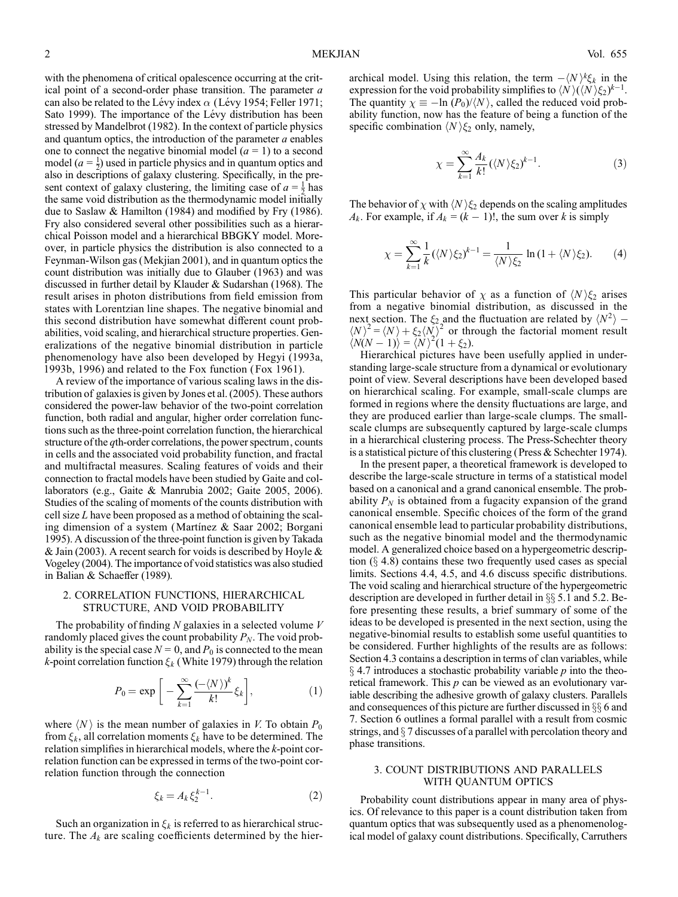with the phenomena of critical opalescence occurring at the critical point of a second-order phase transition. The parameter $a$ can also be related to the Lévy index $\alpha$ (Lévy 1954; Feller 1971; Sato 1999). The importance of the Lévy distribution has been stressed by Mandelbrot (1982). In the context of particle physics and quantum optics, the introduction of the parameter $a$ enables one to connect the negative binomial model ($a = 1$) to a second model ($a = \frac{1}{2}$) used in particle physics and in quantum optics and also in descriptions of galaxy clustering. Specifically, in the present context of galaxy clustering, the limiting case of $a = \frac{1}{2}$ has the same void distribution as the thermodynamic model initially due to Saslaw & Hamilton (1984) and modified by Fry (1986). Fry also considered several other possibilities such as a hierarchical Poisson model and a hierarchical BBGKY model. Moreover, in particle physics the distribution is also connected to a Feynman-Wilson gas (Mekjian 2001), and in quantum optics the count distribution was initially due to Glauber (1963) and was discussed in further detail by Klauder & Sudarshan (1968). The result arises in photon distributions from field emission from states with Lorentzian line shapes. The negative binomial and this second distribution have somewhat different count probabilities, void scaling, and hierarchical structure properties. Generalizations of the negative binomial distribution in particle phenomenology have also been developed by Hegyi (1993a, 1993b, 1996) and related to the Fox function (Fox 1961).

A review of the importance of various scaling laws in the distribution of galaxies is given by Jones et al. (2005). These authors considered the power-law behavior of the two-point correlation function, both radial and angular, higher order correlation functions such as the three-point correlation function, the hierarchical structure of the $q$th-order correlations, the power spectrum, counts in cells and the associated void probability function, and fractal and multifractal measures. Scaling features of voids and their connection to fractal models have been studied by Gaite and collaborators (e.g., Gaite & Manrubia 2002; Gaite 2005, 2006). Studies of the scaling of moments of the counts distribution with cell size $L$ have been proposed as a method of obtaining the scaling dimension of a system (Martínez & Saar 2002; Borgani 1995). A discussion of the three-point function is given by Takada & Jain (2003). A recent search for voids is described by Hoyle & Vogeley (2004). The importance of void statistics was also studied in Balian & Schaeffer (1989).

## 2. CORRELATION FUNCTIONS, HIERARCHICAL STRUCTURE, AND VOID PROBABILITY

The probability of finding $N$ galaxies in a selected volume $V$ randomly placed gives the count probability $P_N$. The void probability is the special case $N = 0$, and $P_0$ is connected to the mean $k$-point correlation function $\xi_k$ (White 1979) through the relation

$$P_0 = \exp\left[-\sum_{k=1}^{\infty} \frac{(-\langle N\rangle)^k}{k!}\xi_k\right], \tag{1}$$

where $\langle N\rangle$ is the mean number of galaxies in $V$. To obtain $P_0$ from $\xi_k$, all correlation moments $\xi_k$ have to be determined. The relation simplifies in hierarchical models, where the $k$-point correlation function can be expressed in terms of the two-point correlation function through the connection

$$\xi_k = A_k \xi_2^{k-1}. \tag{2}$$

Such an organization in $\xi_k$ is referred to as hierarchical structure. The $A_k$ are scaling coefficients determined by the hierarchical model. Using this relation, the term $-\langle N\rangle^k \xi_k$ in the expression for the void probability simplifies to $\langle N\rangle(\langle N\rangle\xi_2)^{k-1}$. The quantity $\chi \equiv -\ln(P_0)/\langle N\rangle$, called the reduced void probability function, now has the feature of being a function of the specific combination $\langle N\rangle\xi_2$ only, namely,

$$\chi = \sum_{k=1}^{\infty} \frac{A_k}{k!}(\langle N\rangle\xi_2)^{k-1}. \tag{3}$$

The behavior of $\chi$ with $\langle N\rangle\xi_2$ depends on the scaling amplitudes $A_k$. For example, if $A_k = (k-1)!$, the sum over $k$ is simply

$$\chi = \sum_{k=1}^{\infty} \frac{1}{k}(\langle N\rangle\xi_2)^{k-1} = \frac{1}{\langle N\rangle\xi_2}\ln(1 + \langle N\rangle\xi_2). \tag{4}$$

This particular behavior of $\chi$ as a function of $\langle N\rangle\xi_2$ arises from a negative binomial distribution, as discussed in the next section. The $\xi_2$ and the fluctuation are related by $\langle N^2\rangle - \langle N\rangle^2 = \langle N\rangle + \xi_2\langle N\rangle^2$ or through the factorial moment result $\langle N(N-1)\rangle = \langle N\rangle^2(1+\xi_2)$.

Hierarchical pictures have been usefully applied in understanding large-scale structure from a dynamical or evolutionary point of view. Several descriptions have been developed based on hierarchical scaling. For example, small-scale clumps are formed in regions where the density fluctuations are large, and they are produced earlier than large-scale clumps. The small-scale clumps are subsequently captured by large-scale clumps in a hierarchical clustering process. The Press-Schechter theory is a statistical picture of this clustering (Press & Schechter 1974).

In the present paper, a theoretical framework is developed to describe the large-scale structure in terms of a statistical model based on a canonical and a grand canonical ensemble. The probability $P_N$ is obtained from a fugacity expansion of the grand canonical ensemble. Specific choices of the form of the grand canonical ensemble lead to particular probability distributions, such as the negative binomial model and the thermodynamic model. A generalized choice based on a hypergeometric description (§ 4.8) contains these two frequently used cases as special limits. Sections 4.4, 4.5, and 4.6 discuss specific distributions. The void scaling and hierarchical structure of the hypergeometric description are developed in further detail in §§ 5.1 and 5.2. Before presenting these results, a brief summary of some of the ideas to be developed is presented in the next section, using the negative-binomial results to establish some useful quantities to be considered. Further highlights of the results are as follows: Section 4.3 contains a description in terms of clan variables, while § 4.7 introduces a stochastic probability variable $p$ into the theoretical framework. This $p$ can be viewed as an evolutionary variable describing the adhesive growth of galaxy clusters. Parallels and consequences of this picture are further discussed in §§ 6 and 7. Section 6 outlines a formal parallel with a result from cosmic strings, and § 7 discusses of a parallel with percolation theory and phase transitions.

## 3. COUNT DISTRIBUTIONS AND PARALLELS WITH QUANTUM OPTICS

Probability count distributions appear in many area of physics. Of relevance to this paper is a count distribution taken from quantum optics that was subsequently used as a phenomenological model of galaxy count distributions. Specifically, Carruthers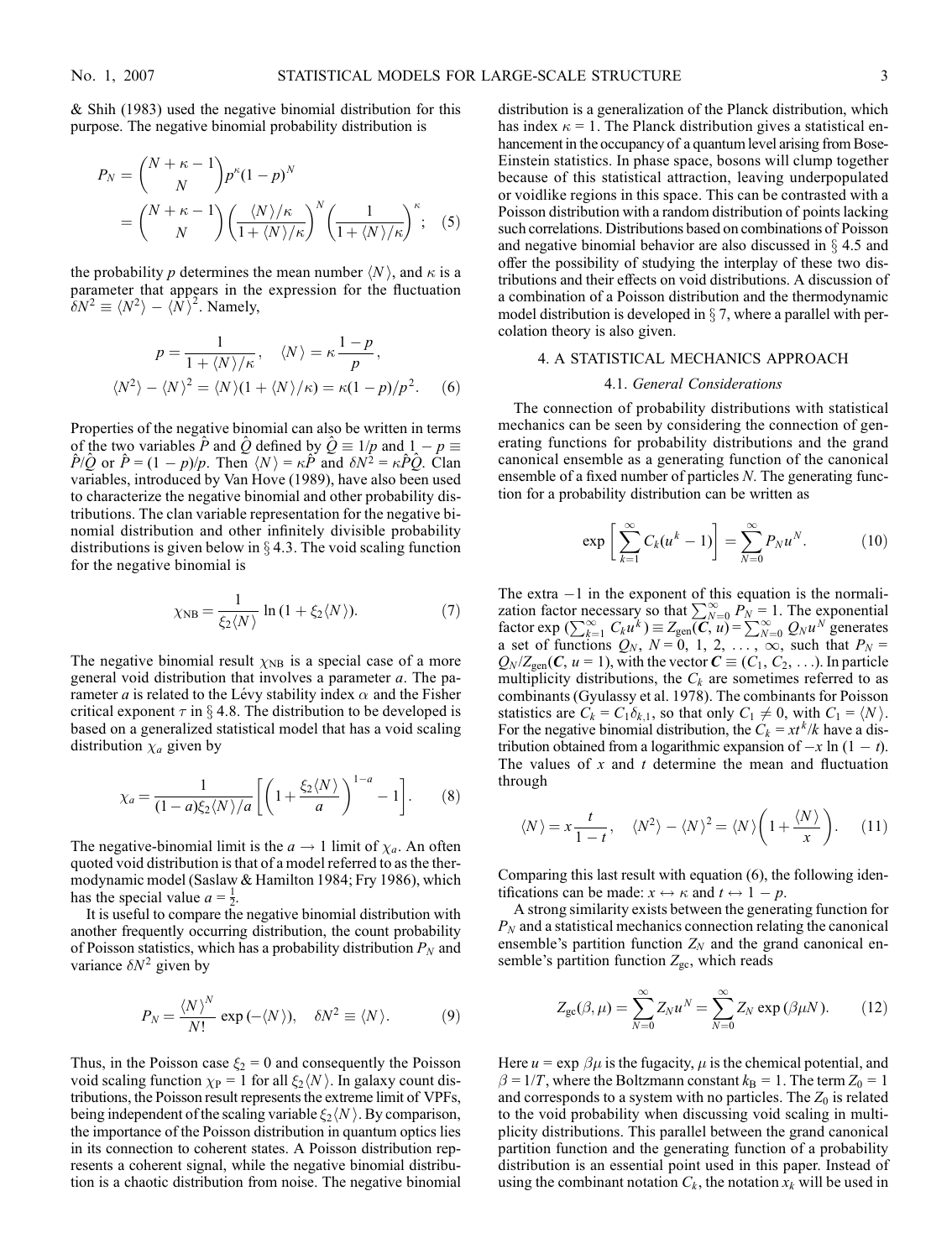& Shih (1983) used the negative binomial distribution for this purpose. The negative binomial probability distribution is

$$P_N = \binom{N+\kappa-1}{N} p^{\kappa}(1-p)^N$$
$$= \binom{N+\kappa-1}{N}\left(\frac{\langle N\rangle/\kappa}{1+\langle N\rangle/\kappa}\right)^N\left(\frac{1}{1+\langle N\rangle/\kappa}\right)^{\kappa}; \quad (5)$$

the probability $p$ determines the mean number $\langle N\rangle$, and $\kappa$ is a parameter that appears in the expression for the fluctuation $\delta N^2 \equiv \langle N^2\rangle - \langle N\rangle^2$. Namely,

$$p = \frac{1}{1+\langle N\rangle/\kappa}, \quad \langle N\rangle = \kappa\frac{1-p}{p},$$
$$\langle N^2\rangle - \langle N\rangle^2 = \langle N\rangle(1+\langle N\rangle/\kappa) = \kappa(1-p)/p^2. \quad (6)$$

Properties of the negative binomial can also be written in terms of the two variables $\hat{P}$ and $\hat{Q}$ defined by $\hat{Q} \equiv 1/p$ and $1-p \equiv \hat{P}/\hat{Q}$ or $\hat{P} = (1-p)/p$. Then $\langle N\rangle = \kappa\hat{P}$ and $\delta N^2 = \kappa\hat{P}\hat{Q}$. Clan variables, introduced by Van Hove (1989), have also been used to characterize the negative binomial and other probability distributions. The clan variable representation for the negative binomial distribution and other infinitely divisible probability distributions is given below in § 4.3. The void scaling function for the negative binomial is

$$\chi_{\rm NB} = \frac{1}{\xi_2\langle N\rangle}\ln(1+\xi_2\langle N\rangle). \quad (7)$$

The negative binomial result $\chi_{\rm NB}$ is a special case of a more general void distribution that involves a parameter $a$. The parameter $a$ is related to the Lévy stability index $\alpha$ and the Fisher critical exponent $\tau$ in § 4.8. The distribution to be developed is based on a generalized statistical model that has a void scaling distribution $\chi_a$ given by

$$\chi_a = \frac{1}{(1-a)\xi_2\langle N\rangle/a}\left[\left(1+\frac{\xi_2\langle N\rangle}{a}\right)^{1-a} - 1\right]. \quad (8)$$

The negative-binomial limit is the $a \to 1$ limit of $\chi_a$. An often quoted void distribution is that of a model referred to as the thermodynamic model (Saslaw & Hamilton 1984; Fry 1986), which has the special value $a = \frac{1}{2}$.

It is useful to compare the negative binomial distribution with another frequently occurring distribution, the count probability of Poisson statistics, which has a probability distribution $P_N$ and variance $\delta N^2$ given by

$$P_N = \frac{\langle N\rangle^N}{N!}\exp(-\langle N\rangle), \quad \delta N^2 \equiv \langle N\rangle. \quad (9)$$

Thus, in the Poisson case $\xi_2 = 0$ and consequently the Poisson void scaling function $\chi_{\rm P} = 1$ for all $\xi_2\langle N\rangle$. In galaxy count distributions, the Poisson result represents the extreme limit of VPFs, being independent of the scaling variable $\xi_2\langle N\rangle$. By comparison, the importance of the Poisson distribution in quantum optics lies in its connection to coherent states. A Poisson distribution represents a coherent signal, while the negative binomial distribution is a chaotic distribution from noise. The negative binomial distribution is a generalization of the Planck distribution, which has index $\kappa = 1$. The Planck distribution gives a statistical enhancement in the occupancy of a quantum level arising from Bose-Einstein statistics. In phase space, bosons will clump together because of this statistical attraction, leaving underpopulated or voidlike regions in this space. This can be contrasted with a Poisson distribution with a random distribution of points lacking such correlations. Distributions based on combinations of Poisson and negative binomial behavior are also discussed in § 4.5 and offer the possibility of studying the interplay of these two distributions and their effects on void distributions. A discussion of a combination of a Poisson distribution and the thermodynamic model distribution is developed in § 7, where a parallel with percolation theory is also given.

## 4. A STATISTICAL MECHANICS APPROACH

### 4.1. *General Considerations*

The connection of probability distributions with statistical mechanics can be seen by considering the connection of generating functions for probability distributions and the grand canonical ensemble as a generating function of the canonical ensemble of a fixed number of particles $N$. The generating function for a probability distribution can be written as

$$\exp\left[\sum_{k=1}^{\infty} C_k(u^k - 1)\right] = \sum_{N=0}^{\infty} P_N u^N. \quad (10)$$

The extra $-1$ in the exponent of this equation is the normalization factor necessary so that $\sum_{N=0}^{\infty} P_N = 1$. The exponential factor $\exp(\sum_{k=1}^{\infty} C_k u^k) \equiv Z_{\rm gen}(\boldsymbol{C}, u) = \sum_{N=0}^{\infty} Q_N u^N$ generates a set of functions $Q_N$, $N = 0, 1, 2, \ldots, \infty$, such that $P_N = Q_N/Z_{\rm gen}(\boldsymbol{C}, u = 1)$, with the vector $\boldsymbol{C} \equiv (C_1, C_2, \ldots)$. In particle multiplicity distributions, the $C_k$ are sometimes referred to as combinants (Gyulassy et al. 1978). The combinants for Poisson statistics are $C_k = C_1\delta_{k,1}$, so that only $C_1 \neq 0$, with $C_1 = \langle N\rangle$. For the negative binomial distribution, the $C_k = xt^k/k$ have a distribution obtained from a logarithmic expansion of $-x\ln(1-t)$. The values of $x$ and $t$ determine the mean and fluctuation through

$$\langle N\rangle = x\frac{t}{1-t}, \quad \langle N^2\rangle - \langle N\rangle^2 = \langle N\rangle\left(1+\frac{\langle N\rangle}{x}\right). \quad (11)$$

Comparing this last result with equation (6), the following identifications can be made: $x \leftrightarrow \kappa$ and $t \leftrightarrow 1-p$.

A strong similarity exists between the generating function for $P_N$ and a statistical mechanics connection relating the canonical ensemble's partition function $Z_N$ and the grand canonical ensemble's partition function $Z_{\rm gc}$, which reads

$$Z_{\rm gc}(\beta, \mu) = \sum_{N=0}^{\infty} Z_N u^N = \sum_{N=0}^{\infty} Z_N \exp(\beta\mu N). \quad (12)$$

Here $u = \exp\beta\mu$ is the fugacity, $\mu$ is the chemical potential, and $\beta = 1/T$, where the Boltzmann constant $k_{\rm B} = 1$. The term $Z_0 = 1$ and corresponds to a system with no particles. The $Z_0$ is related to the void probability when discussing void scaling in multiplicity distributions. This parallel between the grand canonical partition function and the generating function of a probability distribution is an essential point used in this paper. Instead of using the combinant notation $C_k$, the notation $x_k$ will be used in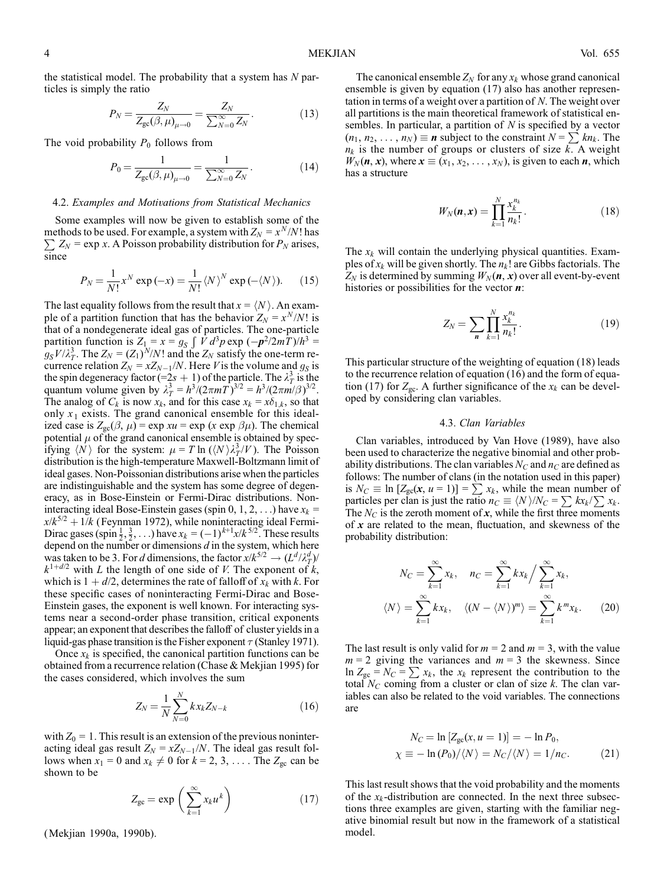the statistical model. The probability that a system has $N$ particles is simply the ratio

$$P_N = \frac{Z_N}{Z_{gc}(\beta,\mu)_{u\to 0}} = \frac{Z_N}{\sum_{N=0}^{\infty} Z_N}. \quad (13)$$

The void probability $P_0$ follows from

$$P_0 = \frac{1}{Z_{gc}(\beta,\mu)_{u\to 0}} = \frac{1}{\sum_{N=0}^{\infty} Z_N}. \quad (14)$$

### 4.2. *Examples and Motivations from Statistical Mechanics*

Some examples will now be given to establish some of the methods to be used. For example, a system with $Z_N = x^N/N!$ has $\sum Z_N = \exp x$. A Poisson probability distribution for $P_N$ arises, since

$$P_N = \frac{1}{N!}x^N \exp(-x) = \frac{1}{N!}\langle N\rangle^N \exp(-\langle N\rangle). \quad (15)$$

The last equality follows from the result that $x = \langle N\rangle$. An example of a partition function that has the behavior $Z_N = x^N/N!$ is that of a nondegenerate ideal gas of particles. The one-particle partition function is $Z_1 = x = g_S \int V\, d^3p \exp(-\boldsymbol{p}^2/2mT)/h^3 = g_S V/\lambda_T^3$. The $Z_N = (Z_1)^N/N!$ and the $Z_N$ satisfy the one-term recurrence relation $Z_N = xZ_{N-1}/N$. Here $V$ is the volume and $g_S$ is the spin degeneracy factor ($=2s+1$) of the particle. The $\lambda_T^3$ is the quantum volume given by $\lambda_T^3 = h^3/(2\pi mT)^{3/2} = h^3/(2\pi m/\beta)^{3/2}$. The analog of $C_k$ is now $x_k$, and for this case $x_k = x\delta_{1,k}$, so that only $x_1$ exists. The grand canonical ensemble for this idealized case is $Z_{gc}(\beta,\mu) = \exp xu = \exp(x \exp \beta\mu)$. The chemical potential $\mu$ of the grand canonical ensemble is obtained by specifying $\langle N\rangle$ for the system: $\mu = T\ln(\langle N\rangle\lambda_T^3/V)$. The Poisson distribution is the high-temperature Maxwell-Boltzmann limit of ideal gases. Non-Poissonian distributions arise when the particles are indistinguishable and the system has some degree of degeneracy, as in Bose-Einstein or Fermi-Dirac distributions. Noninteracting ideal Bose-Einstein gases (spin 0, 1, 2, ...) have $x_k = x/k^{5/2} + 1/k$ (Feynman 1972), while noninteracting ideal Fermi-Dirac gases (spin $\frac{1}{2}, \frac{3}{2}, \ldots$) have $x_k = (-1)^{k+1}x/k^{5/2}$. These results depend on the number or dimensions $d$ in the system, which here was taken to be 3. For $d$ dimensions, the factor $x/k^{5/2} \to (L^d/\lambda_T^d)/k^{1+d/2}$ with $L$ the length of one side of $V$. The exponent of $k$, which is $1 + d/2$, determines the rate of falloff of $x_k$ with $k$. For these specific cases of noninteracting Fermi-Dirac and Bose-Einstein gases, the exponent is well known. For interacting systems near a second-order phase transition, critical exponents appear; an exponent that describes the falloff of cluster yields in a liquid-gas phase transition is the Fisher exponent $\tau$ (Stanley 1971).

Once $x_k$ is specified, the canonical partition functions can be obtained from a recurrence relation (Chase & Mekjian 1995) for the cases considered, which involves the sum

$$Z_N = \frac{1}{N}\sum_{N=0}^{N} kx_k Z_{N-k} \quad (16)$$

with $Z_0 = 1$. This result is an extension of the previous noninteracting ideal gas result $Z_N = xZ_{N-1}/N$. The ideal gas result follows when $x_1 = 0$ and $x_k \neq 0$ for $k = 2, 3, \ldots$. The $Z_{gc}$ can be shown to be

$$Z_{gc} = \exp\left(\sum_{k=1}^{\infty} x_k u^k\right) \quad (17)$$

(Mekjian 1990a, 1990b).

The canonical ensemble $Z_N$ for any $x_k$ whose grand canonical ensemble is given by equation (17) also has another representation in terms of a weight over a partition of $N$. The weight over all partitions is the main theoretical framework of statistical ensembles. In particular, a partition of $N$ is specified by a vector $(n_1, n_2, \ldots, n_N) \equiv \boldsymbol{n}$ subject to the constraint $N = \sum kn_k$. The $n_k$ is the number of groups or clusters of size $k$. A weight $W_N(\boldsymbol{n}, \boldsymbol{x})$, where $\boldsymbol{x} \equiv (x_1, x_2, \ldots, x_N)$, is given to each $\boldsymbol{n}$, which has a structure

$$W_N(\boldsymbol{n},\boldsymbol{x}) = \prod_{k=1}^{N} \frac{x_k^{n_k}}{n_k!}. \quad (18)$$

The $x_k$ will contain the underlying physical quantities. Examples of $x_k$ will be given shortly. The $n_k!$ are Gibbs factorials. The $Z_N$ is determined by summing $W_N(\boldsymbol{n},\boldsymbol{x})$ over all event-by-event histories or possibilities for the vector $\boldsymbol{n}$:

$$Z_N = \sum_{\boldsymbol{n}} \prod_{k=1}^{N} \frac{x_k^{n_k}}{n_k!}. \quad (19)$$

This particular structure of the weighting of equation (18) leads to the recurrence relation of equation (16) and the form of equation (17) for $Z_{gc}$. A further significance of the $x_k$ can be developed by considering clan variables.

### 4.3. *Clan Variables*

Clan variables, introduced by Van Hove (1989), have also been used to characterize the negative binomial and other probability distributions. The clan variables $N_C$ and $n_C$ are defined as follows: The number of clans (in the notation used in this paper) is $N_C \equiv \ln[Z_{gc}(\boldsymbol{x}, u = 1)] = \sum x_k$, while the mean number of particles per clan is just the ratio $n_C \equiv \langle N\rangle/N_C = \sum kx_k/\sum x_k$. The $N_C$ is the zeroth moment of $\boldsymbol{x}$, while the first three moments of $\boldsymbol{x}$ are related to the mean, fluctuation, and skewness of the probability distribution:

$$N_C = \sum_{k=1}^{\infty} x_k, \quad n_C = \sum_{k=1}^{\infty} kx_k \Big/ \sum_{k=1}^{\infty} x_k,$$
$$\langle N\rangle = \sum_{k=1}^{\infty} kx_k, \quad \langle(N - \langle N\rangle)^m\rangle = \sum_{k=1}^{\infty} k^m x_k. \quad (20)$$

The last result is only valid for $m = 2$ and $m = 3$, with the value $m = 2$ giving the variances and $m = 3$ the skewness. Since $\ln Z_{gc} = N_C = \sum x_k$, the $x_k$ represent the contribution to the total $N_C$ coming from a cluster or clan of size $k$. The clan variables can also be related to the void variables. The connections are

$$N_C = \ln[Z_{gc}(x, u = 1)] = -\ln P_0,$$
$$\chi \equiv -\ln(P_0)/\langle N\rangle = N_C/\langle N\rangle = 1/n_C. \quad (21)$$

This last result shows that the void probability and the moments of the $x_k$-distribution are connected. In the next three subsections three examples are given, starting with the familiar negative binomial result but now in the framework of a statistical model.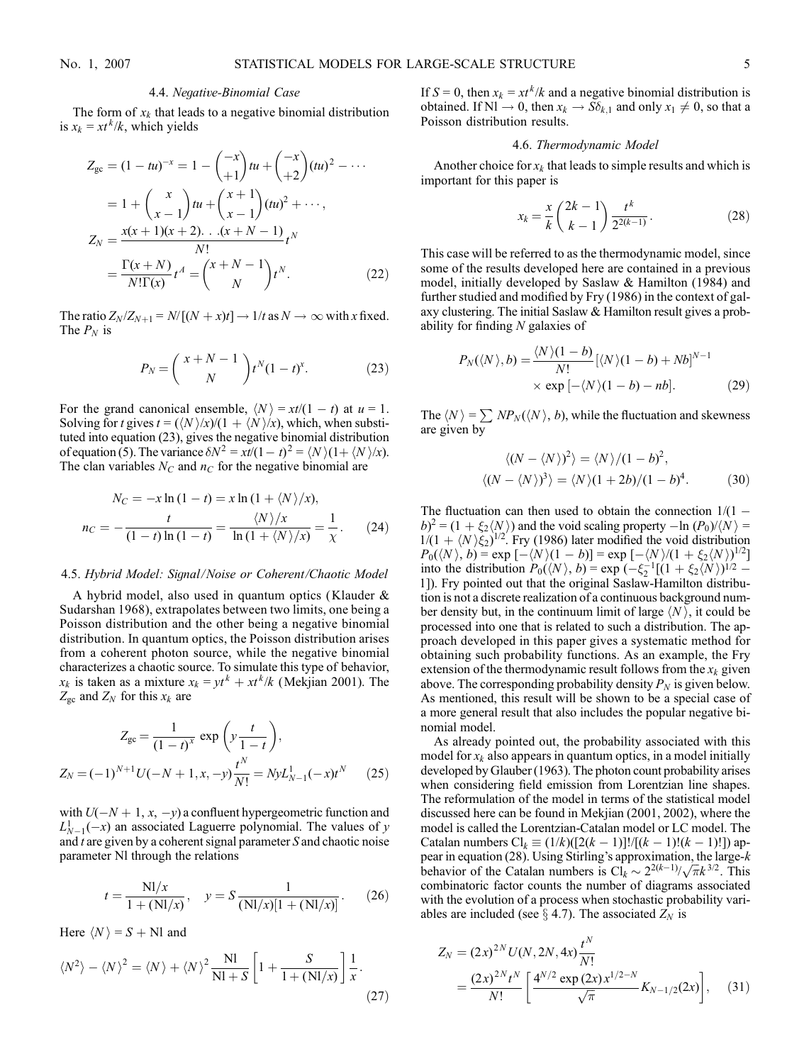### 4.4. *Negative-Binomial Case*

The form of $x_k$ that leads to a negative binomial distribution is $x_k = xt^k/k$, which yields

$$
\begin{aligned}
Z_{gc} &= (1 - tu)^{-x} = 1 - \binom{-x}{+1} tu + \binom{-x}{+2} (tu)^2 - \cdots \\
&= 1 + \binom{x}{x-1} tu + \binom{x+1}{x-1} (tu)^2 + \cdots, \\
Z_N &= \frac{x(x+1)(x+2)...(x+N-1)}{N!} t^N \\
&= \frac{\Gamma(x+N)}{N!\Gamma(x)} t^A = \binom{x+N-1}{N} t^N. 
\end{aligned}
\tag{22}
$$

The ratio $Z_N/Z_{N+1} = N/[(N+x)t] \to 1/t$ as $N \to \infty$ with $x$ fixed. The $P_N$ is

$$
P_N = \binom{x+N-1}{N} t^N (1-t)^x. \tag{23}
$$

For the grand canonical ensemble, $\langle N \rangle = xt/(1-t)$ at $u = 1$. Solving for $t$ gives $t = (\langle N \rangle/x)/(1 + \langle N \rangle/x)$, which, when substituted into equation (23), gives the negative binomial distribution of equation (5). The variance $\delta N^2 = xt/(1-t)^2 = \langle N \rangle(1 + \langle N \rangle/x)$. The clan variables $N_C$ and $n_C$ for the negative binomial are

$$
\begin{aligned}
N_C &= -x \ln(1-t) = x \ln(1 + \langle N \rangle/x), \\
n_C &= -\frac{t}{(1-t)\ln(1-t)} = \frac{\langle N \rangle/x}{\ln(1 + \langle N \rangle/x)} = \frac{1}{\chi}.
\end{aligned}
\tag{24}
$$

### 4.5. *Hybrid Model: Signal/Noise or Coherent/Chaotic Model*

A hybrid model, also used in quantum optics (Klauder & Sudarshan 1968), extrapolates between two limits, one being a Poisson distribution and the other being a negative binomial distribution. In quantum optics, the Poisson distribution arises from a coherent photon source, while the negative binomial characterizes a chaotic source. To simulate this type of behavior, $x_k$ is taken as a mixture $x_k = yt^k + xt^k/k$ (Mekjian 2001). The $Z_{gc}$ and $Z_N$ for this $x_k$ are

$$
\begin{aligned}
Z_{gc} &= \frac{1}{(1-t)^x} \exp\left(y \frac{t}{1-t}\right), \\
Z_N &= (-1)^{N+1} U(-N+1, x, -y) \frac{t^N}{N!} = Ny L^1_{N-1}(-x) t^N
\end{aligned}
\tag{25}
$$

with $U(-N+1, x, -y)$ a confluent hypergeometric function and $L^1_{N-1}(-x)$ an associated Laguerre polynomial. The values of $y$ and $t$ are given by a coherent signal parameter $S$ and chaotic noise parameter Nl through the relations

$$
t = \frac{\mathrm{Nl}/x}{1 + (\mathrm{Nl}/x)}, \quad y = S \frac{1}{(\mathrm{Nl}/x)[1 + (\mathrm{Nl}/x)]}. \tag{26}
$$

Here $\langle N \rangle = S + \mathrm{Nl}$ and

$$
\langle N^2 \rangle - \langle N \rangle^2 = \langle N \rangle + \langle N \rangle^2 \frac{\mathrm{Nl}}{\mathrm{Nl} + S} \left[1 + \frac{S}{1 + (\mathrm{Nl}/x)}\right] \frac{1}{x}. \tag{27}
$$

If $S = 0$, then $x_k = xt^k/k$ and a negative binomial distribution is obtained. If $\mathrm{Nl} \to 0$, then $x_k \to S\delta_{k,1}$ and only $x_1 \neq 0$, so that a Poisson distribution results.

### 4.6. *Thermodynamic Model*

Another choice for $x_k$ that leads to simple results and which is important for this paper is

$$
x_k = \frac{x}{k} \binom{2k-1}{k-1} \frac{t^k}{2^{2(k-1)}}. \tag{28}
$$

This case will be referred to as the thermodynamic model, since some of the results developed here are contained in a previous model, initially developed by Saslaw & Hamilton (1984) and further studied and modified by Fry (1986) in the context of galaxy clustering. The initial Saslaw & Hamilton result gives a probability for finding $N$ galaxies of

$$
\begin{aligned}
P_N(\langle N \rangle, b) = \frac{\langle N \rangle(1-b)}{N!} [\langle N \rangle(1-b) + Nb]^{N-1} \\
\times \exp[-\langle N \rangle(1-b) - nb].
\end{aligned}
\tag{29}
$$

The $\langle N \rangle = \sum NP_N(\langle N \rangle, b)$, while the fluctuation and skewness are given by

$$
\begin{aligned}
\langle (N - \langle N \rangle)^2 \rangle &= \langle N \rangle/(1-b)^2, \\
\langle (N - \langle N \rangle)^3 \rangle &= \langle N \rangle(1 + 2b)/(1-b)^4.
\end{aligned}
\tag{30}
$$

The fluctuation can then used to obtain the connection $1/(1-b)^2 = (1 + \xi_2\langle N \rangle)$ and the void scaling property $-\ln(P_0)/\langle N \rangle = 1/(1 + \langle N \rangle \xi_2)^{1/2}$. Fry (1986) later modified the void distribution $P_0(\langle N \rangle, b) = \exp[-\langle N \rangle(1-b)] = \exp[-\langle N \rangle/(1 + \xi_2\langle N \rangle)^{1/2}]$ into the distribution $P_0(\langle N \rangle, b) = \exp(-\xi_2^{-1}[(1 + \xi_2\langle N \rangle)^{1/2} - 1])$. Fry pointed out that the original Saslaw-Hamilton distribution is not a discrete realization of a continuous background number density but, in the continuum limit of large $\langle N \rangle$, it could be processed into one that is related to such a distribution. The approach developed in this paper gives a systematic method for obtaining such probability functions. As an example, the Fry extension of the thermodynamic result follows from the $x_k$ given above. The corresponding probability density $P_N$ is given below. As mentioned, this result will be shown to be a special case of a more general result that also includes the popular negative binomial model.

As already pointed out, the probability associated with this model for $x_k$ also appears in quantum optics, in a model initially developed by Glauber (1963). The photon count probability arises when considering field emission from Lorentzian line shapes. The reformulation of the model in terms of the statistical model discussed here can be found in Mekjian (2001, 2002), where the model is called the Lorentzian-Catalan model or LC model. The Catalan numbers $\mathrm{Cl}_k \equiv (1/k)([2(k-1)]!/[(k-1)!(k-1)!])$ appear in equation (28). Using Stirling's approximation, the large-$k$ behavior of the Catalan numbers is $\mathrm{Cl}_k \sim 2^{2(k-1)}/\sqrt{\pi}k^{3/2}$. This combinatoric factor counts the number of diagrams associated with the evolution of a process when stochastic probability variables are included (see § 4.7). The associated $Z_N$ is

$$
\begin{aligned}
Z_N &= (2x)^{2N} U(N, 2N, 4x) \frac{t^N}{N!} \\
&= \frac{(2x)^{2N} t^N}{N!} \left[\frac{4^{N/2} \exp(2x) x^{1/2-N}}{\sqrt{\pi}} K_{N-1/2}(2x)\right],
\end{aligned}
\tag{31}
$$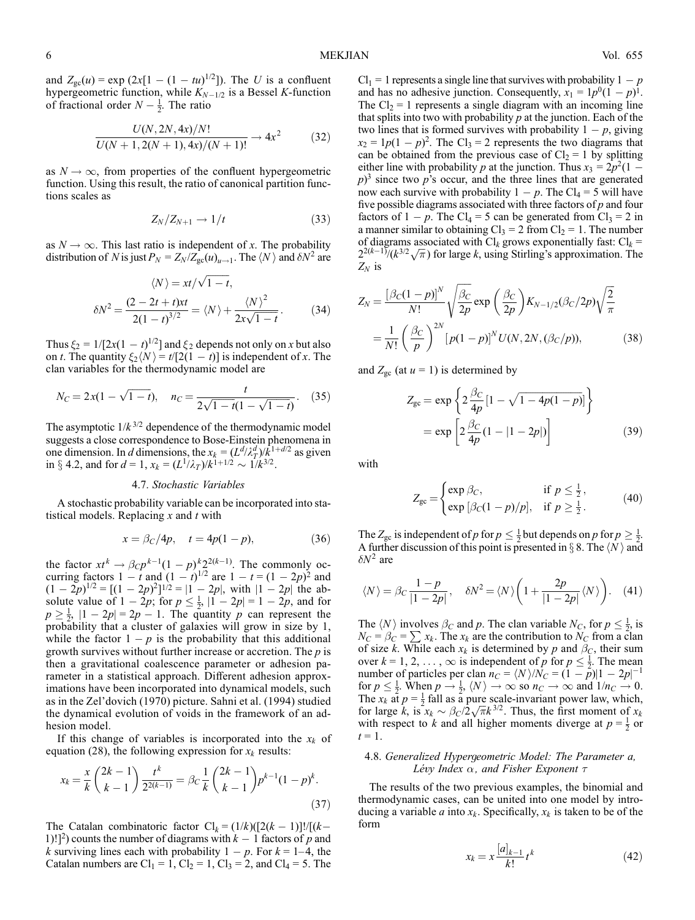and $Z_{gc}(u) = \exp(2x[1-(1-tu)^{1/2}])$. The $U$ is a confluent hypergeometric function, while $K_{N-1/2}$ is a Bessel $K$-function of fractional order $N-\frac{1}{2}$. The ratio

$$\frac{U(N, 2N, 4x)/N!}{U(N+1, 2(N+1), 4x)/(N+1)!} \to 4x^2 \tag{32}$$

as $N \to \infty$, from properties of the confluent hypergeometric function. Using this result, the ratio of canonical partition functions scales as

$$Z_N/Z_{N+1} \to 1/t \tag{33}$$

as $N \to \infty$. This last ratio is independent of $x$. The probability distribution of $N$ is just $P_N = Z_N/Z_{gc}(u)_{u\to 1}$. The $\langle N \rangle$ and $\delta N^2$ are

$$\langle N \rangle = xt/\sqrt{1-t},$$
$$\delta N^2 = \frac{(2-2t+t)xt}{2(1-t)^{3/2}} = \langle N \rangle + \frac{\langle N \rangle^2}{2x\sqrt{1-t}}. \tag{34}$$

Thus $\xi_2 = 1/[2x(1-t)^{1/2}]$ and $\xi_2$ depends not only on $x$ but also on $t$. The quantity $\xi_2\langle N \rangle = t/[2(1-t)]$ is independent of $x$. The clan variables for the thermodynamic model are

$$N_C = 2x(1-\sqrt{1-t}), \quad n_C = \frac{t}{2\sqrt{1-t}(1-\sqrt{1-t})}. \tag{35}$$

The asymptotic $1/k^{3/2}$ dependence of the thermodynamic model suggests a close correspondence to Bose-Einstein phenomena in one dimension. In $d$ dimensions, the $x_k = (L^d/\lambda_T^d)/k^{1+d/2}$ as given in § 4.2, and for $d=1$, $x_k = (L^1/\lambda_T)/k^{1+1/2} \sim 1/k^{3/2}$.

### 4.7. *Stochastic Variables*

A stochastic probability variable can be incorporated into statistical models. Replacing $x$ and $t$ with

$$x = \beta_C/4p, \quad t = 4p(1-p), \tag{36}$$

the factor $xt^k \to \beta_C p^{k-1}(1-p)^k 2^{2(k-1)}$. The commonly occurring factors $1-t$ and $(1-t)^{1/2}$ are $1-t = (1-2p)^2$ and $(1-2p)^{1/2} = [(1-2p)^2]^{1/2} = |1-2p|$, with $|1-2p|$ the absolute value of $1-2p$; for $p \le \frac{1}{2}$, $|1-2p| = 1-2p$, and for $p \ge \frac{1}{2}$, $|1-2p| = 2p-1$. The quantity $p$ can represent the probability that a cluster of galaxies will grow in size by 1, while the factor $1-p$ is the probability that this additional growth survives without further increase or accretion. The $p$ is then a gravitational coalescence parameter or adhesion parameter in a statistical approach. Different adhesion approximations have been incorporated into dynamical models, such as in the Zel'dovich (1970) picture. Sahni et al. (1994) studied the dynamical evolution of voids in the framework of an adhesion model.

If this change of variables is incorporated into the $x_k$ of equation (28), the following expression for $x_k$ results:

$$x_k = \frac{x}{k}\binom{2k-1}{k-1}\frac{t^k}{2^{2(k-1)}} = \beta_C \frac{1}{k}\binom{2k-1}{k-1}p^{k-1}(1-p)^k. \tag{37}$$

The Catalan combinatoric factor $\mathrm{Cl}_k = (1/k)([2(k-1)]!/[(k-1)!]^2)$ counts the number of diagrams with $k-1$ factors of $p$ and $k$ surviving lines each with probability $1-p$. For $k = 1$–4, the Catalan numbers are $\mathrm{Cl}_1 = 1$, $\mathrm{Cl}_2 = 1$, $\mathrm{Cl}_3 = 2$, and $\mathrm{Cl}_4 = 5$. The $\mathrm{Cl}_1 = 1$ represents a single line that survives with probability $1-p$ and has no adhesive junction. Consequently, $x_1 = 1p^0(1-p)^1$. The $\mathrm{Cl}_2 = 1$ represents a single diagram with an incoming line that splits into two with probability $p$ at the junction. Each of the two lines that is formed survives with probability $1-p$, giving $x_2 = 1p(1-p)^2$. The $\mathrm{Cl}_3 = 2$ represents the two diagrams that can be obtained from the previous case of $\mathrm{Cl}_2 = 1$ by splitting either line with probability $p$ at the junction. Thus $x_3 = 2p^2(1-p)^3$ since two $p$'s occur, and the three lines that are generated now each survive with probability $1-p$. The $\mathrm{Cl}_4 = 5$ will have five possible diagrams associated with three factors of $p$ and four factors of $1-p$. The $\mathrm{Cl}_4 = 5$ can be generated from $\mathrm{Cl}_3 = 2$ in a manner similar to obtaining $\mathrm{Cl}_3 = 2$ from $\mathrm{Cl}_2 = 1$. The number of diagrams associated with $\mathrm{Cl}_k$ grows exponentially fast: $\mathrm{Cl}_k = 2^{2(k-1)}/(k^{3/2}\sqrt{\pi})$ for large $k$, using Stirling's approximation. The $Z_N$ is

$$Z_N = \frac{[\beta_C(1-p)]^N}{N!}\sqrt{\frac{\beta_C}{2p}}\exp\left(\frac{\beta_C}{2p}\right)K_{N-1/2}(\beta_C/2p)\sqrt{\frac{2}{\pi}}$$
$$= \frac{1}{N!}\left(\frac{\beta_C}{p}\right)^{2N}[p(1-p)]^N U(N, 2N, (\beta_C/p)), \tag{38}$$

and $Z_{gc}$ (at $u=1$) is determined by

$$Z_{gc} = \exp\left\{2\frac{\beta_C}{4p}\left[1-\sqrt{1-4p(1-p)}\right]\right\}$$
$$= \exp\left[2\frac{\beta_C}{4p}(1-|1-2p|)\right] \tag{39}$$

with

$$Z_{gc} = \begin{cases} \exp \beta_C, & \text{if } p \le \frac{1}{2}, \\ \exp[\beta_C(1-p)/p], & \text{if } p \ge \frac{1}{2}. \end{cases} \tag{40}$$

The $Z_{gc}$ is independent of $p$ for $p \le \frac{1}{2}$ but depends on $p$ for $p \ge \frac{1}{2}$. A further discussion of this point is presented in § 8. The $\langle N \rangle$ and $\delta N^2$ are

$$\langle N \rangle = \beta_C\frac{1-p}{|1-2p|}, \quad \delta N^2 = \langle N \rangle\left(1+\frac{2p}{|1-2p|}\langle N \rangle\right). \tag{41}$$

The $\langle N \rangle$ involves $\beta_C$ and $p$. The clan variable $N_C$, for $p \le \frac{1}{2}$, is $N_C = \beta_C = \sum x_k$. The $x_k$ are the contribution to $N_C$ from a clan of size $k$. While each $x_k$ is determined by $p$ and $\beta_C$, their sum over $k = 1, 2, \ldots, \infty$ is independent of $p$ for $p \le \frac{1}{2}$. The mean number of particles per clan $n_C = \langle N \rangle/N_C = (1-p)|1-2p|^{-1}$ for $p \le \frac{1}{2}$. When $p \to \frac{1}{2}$, $\langle N \rangle \to \infty$ so $n_C \to \infty$ and $1/n_C \to 0$. The $x_k$ at $p = \frac{1}{2}$ fall as a pure scale-invariant power law, which, for large $k$, is $x_k \sim \beta_C/2\sqrt{\pi}k^{3/2}$. Thus, the first moment of $x_k$ with respect to $k$ and all higher moments diverge at $p = \frac{1}{2}$ or $t = 1$.

### 4.8. *Generalized Hypergeometric Model: The Parameter a, Lévy Index α, and Fisher Exponent τ*

The results of the two previous examples, the binomial and thermodynamic cases, can be united into one model by introducing a variable $a$ into $x_k$. Specifically, $x_k$ is taken to be of the form

$$x_k = x\frac{[a]_{k-1}}{k!}t^k \tag{42}$$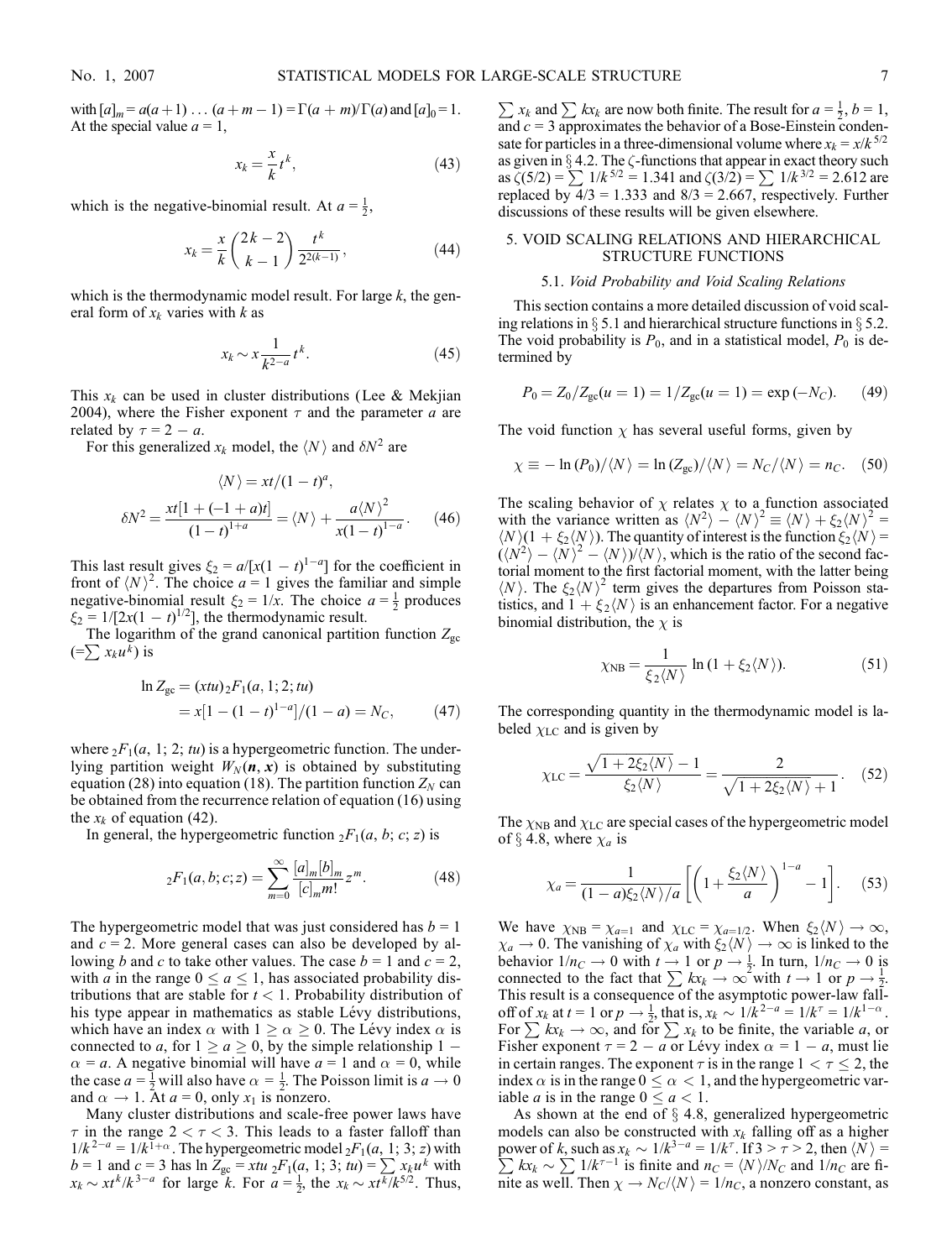with $[a]_m = a(a+1)\ldots(a+m-1) = \Gamma(a+m)/\Gamma(a)$ and $[a]_0 = 1$. At the special value $a = 1$,

$$x_k = \frac{x}{k} t^k, \tag{43}$$

which is the negative-binomial result. At $a = \frac{1}{2}$,

$$x_k = \frac{x}{k}\binom{2k-2}{k-1}\frac{t^k}{2^{2(k-1)}}, \tag{44}$$

which is the thermodynamic model result. For large $k$, the general form of $x_k$ varies with $k$ as

$$x_k \sim x\frac{1}{k^{2-a}} t^k. \tag{45}$$

This $x_k$ can be used in cluster distributions (Lee & Mekjian 2004), where the Fisher exponent $\tau$ and the parameter $a$ are related by $\tau = 2 - a$.

For this generalized $x_k$ model, the $\langle N \rangle$ and $\delta N^2$ are

$$\langle N \rangle = xt/(1-t)^a,$$
$$\delta N^2 = \frac{xt[1+(-1+a)t]}{(1-t)^{1+a}} = \langle N \rangle + \frac{a\langle N \rangle^2}{x(1-t)^{1-a}}. \tag{46}$$

This last result gives $\xi_2 = a/[x(1-t)^{1-a}]$ for the coefficient in front of $\langle N \rangle^2$. The choice $a = 1$ gives the familiar and simple negative-binomial result $\xi_2 = 1/x$. The choice $a = \frac{1}{2}$ produces $\xi_2 = 1/[2x(1-t)^{1/2}]$, the thermodynamic result.

The logarithm of the grand canonical partition function $Z_{\rm gc}$ $(=\sum x_k u^k)$ is

$$\begin{aligned}\ln Z_{\rm gc} &= (xtu)\,{}_2F_1(a,1;2;tu)\\ &= x[1-(1-t)^{1-a}]/(1-a) = N_C,\end{aligned} \tag{47}$$

where ${}_2F_1(a, 1; 2; tu)$ is a hypergeometric function. The underlying partition weight $W_N(\boldsymbol{n}, \boldsymbol{x})$ is obtained by substituting equation (28) into equation (18). The partition function $Z_N$ can be obtained from the recurrence relation of equation (16) using the $x_k$ of equation (42).

In general, the hypergeometric function ${}_2F_1(a, b; c; z)$ is

$${}_2F_1(a,b;c;z) = \sum_{m=0}^{\infty}\frac{[a]_m[b]_m}{[c]_m m!}z^m. \tag{48}$$

The hypergeometric model that was just considered has $b = 1$ and $c = 2$. More general cases can also be developed by allowing $b$ and $c$ to take other values. The case $b = 1$ and $c = 2$, with $a$ in the range $0 \le a \le 1$, has associated probability distributions that are stable for $t < 1$. Probability distribution of his type appear in mathematics as stable Lévy distributions, which have an index $\alpha$ with $1 \ge \alpha \ge 0$. The Lévy index $\alpha$ is connected to $a$, for $1 \ge a \ge 0$, by the simple relationship $1 - \alpha = a$. A negative binomial will have $a = 1$ and $\alpha = 0$, while the case $a = \frac{1}{2}$ will also have $\alpha = \frac{1}{2}$. The Poisson limit is $a \to 0$ and $\alpha \to 1$. At $a = 0$, only $x_1$ is nonzero.

Many cluster distributions and scale-free power laws have $\tau$ in the range $2 < \tau < 3$. This leads to a faster falloff than $1/k^{2-a} = 1/k^{1+\alpha}$. The hypergeometric model ${}_2F_1(a, 1; 3; z)$ with $b = 1$ and $c = 3$ has $\ln Z_{\rm gc} = xtu\,{}_2F_1(a, 1; 3; tu) = \sum x_k u^k$ with $x_k \sim xt^k/k^{3-a}$ for large $k$. For $a = \frac{1}{2}$, the $x_k \sim xt^k/k^{5/2}$. Thus, $\sum x_k$ and $\sum kx_k$ are now both finite. The result for $a = \frac{1}{2}$, $b = 1$, and $c = 3$ approximates the behavior of a Bose-Einstein condensate for particles in a three-dimensional volume where $x_k = x/k^{5/2}$ as given in § 4.2. The $\zeta$-functions that appear in exact theory such as $\zeta(5/2) = \sum 1/k^{5/2} = 1.341$ and $\zeta(3/2) = \sum 1/k^{3/2} = 2.612$ are replaced by $4/3 = 1.333$ and $8/3 = 2.667$, respectively. Further discussions of these results will be given elsewhere.

## 5. VOID SCALING RELATIONS AND HIERARCHICAL STRUCTURE FUNCTIONS

### 5.1. *Void Probability and Void Scaling Relations*

This section contains a more detailed discussion of void scaling relations in § 5.1 and hierarchical structure functions in § 5.2. The void probability is $P_0$, and in a statistical model, $P_0$ is determined by

$$P_0 = Z_0/Z_{\rm gc}(u=1) = 1/Z_{\rm gc}(u=1) = \exp(-N_C). \tag{49}$$

The void function $\chi$ has several useful forms, given by

$$\chi \equiv -\ln(P_0)/\langle N \rangle = \ln(Z_{\rm gc})/\langle N \rangle = N_C/\langle N \rangle = n_C. \tag{50}$$

The scaling behavior of $\chi$ relates $\chi$ to a function associated with the variance written as $\langle N^2 \rangle - \langle N \rangle^2 \equiv \langle N \rangle + \xi_2\langle N \rangle^2 = \langle N \rangle(1 + \xi_2\langle N \rangle)$. The quantity of interest is the function $\xi_2\langle N \rangle = (\langle N^2 \rangle - \langle N \rangle^2 - \langle N \rangle)/\langle N \rangle$, which is the ratio of the second factorial moment to the first factorial moment, with the latter being $\langle N \rangle$. The $\xi_2\langle N \rangle^2$ term gives the departures from Poisson statistics, and $1 + \xi_2\langle N \rangle$ is an enhancement factor. For a negative binomial distribution, the $\chi$ is

$$\chi_{\rm NB} = \frac{1}{\xi_2\langle N \rangle}\ln(1 + \xi_2\langle N \rangle). \tag{51}$$

The corresponding quantity in the thermodynamic model is labeled $\chi_{\rm LC}$ and is given by

$$\chi_{\rm LC} = \frac{\sqrt{1+2\xi_2\langle N \rangle}-1}{\xi_2\langle N \rangle} = \frac{2}{\sqrt{1+2\xi_2\langle N \rangle}+1}. \tag{52}$$

The $\chi_{\rm NB}$ and $\chi_{\rm LC}$ are special cases of the hypergeometric model of § 4.8, where $\chi_a$ is

$$\chi_a = \frac{1}{(1-a)\xi_2\langle N \rangle/a}\left[\left(1+\frac{\xi_2\langle N \rangle}{a}\right)^{1-a}-1\right]. \tag{53}$$

We have $\chi_{\rm NB} = \chi_{a=1}$ and $\chi_{\rm LC} = \chi_{a=1/2}$. When $\xi_2\langle N \rangle \to \infty$, $\chi_a \to 0$. The vanishing of $\chi_a$ with $\xi_2\langle N \rangle \to \infty$ is linked to the behavior $1/n_C \to 0$ with $t \to 1$ or $p \to \frac{1}{2}$. In turn, $1/n_C \to 0$ is connected to the fact that $\sum kx_k \to \infty$ with $t \to 1$ or $p \to \frac{1}{2}$. This result is a consequence of the asymptotic power-law falloff of $x_k$ at $t = 1$ or $p \to \frac{1}{2}$, that is, $x_k \sim 1/k^{2-a} = 1/k^{\tau} = 1/k^{1-\alpha}$. For $\sum kx_k \to \infty$, and for $\sum x_k$ to be finite, the variable $a$, or Fisher exponent $\tau = 2 - a$ or Lévy index $\alpha = 1 - a$, must lie in certain ranges. The exponent $\tau$ is in the range $1 < \tau \le 2$, the index $\alpha$ is in the range $0 \le \alpha < 1$, and the hypergeometric variable $a$ is in the range $0 \le a < 1$.

As shown at the end of § 4.8, generalized hypergeometric models can also be constructed with $x_k$ falling off as a higher power of $k$, such as $x_k \sim 1/k^{3-a} = 1/k^{\tau}$. If $3 > \tau > 2$, then $\langle N \rangle = \sum kx_k \sim \sum 1/k^{\tau-1}$ is finite and $n_C = \langle N \rangle/N_C$ and $1/n_C$ are finite as well. Then $\chi \to N_C/\langle N \rangle = 1/n_C$, a nonzero constant, as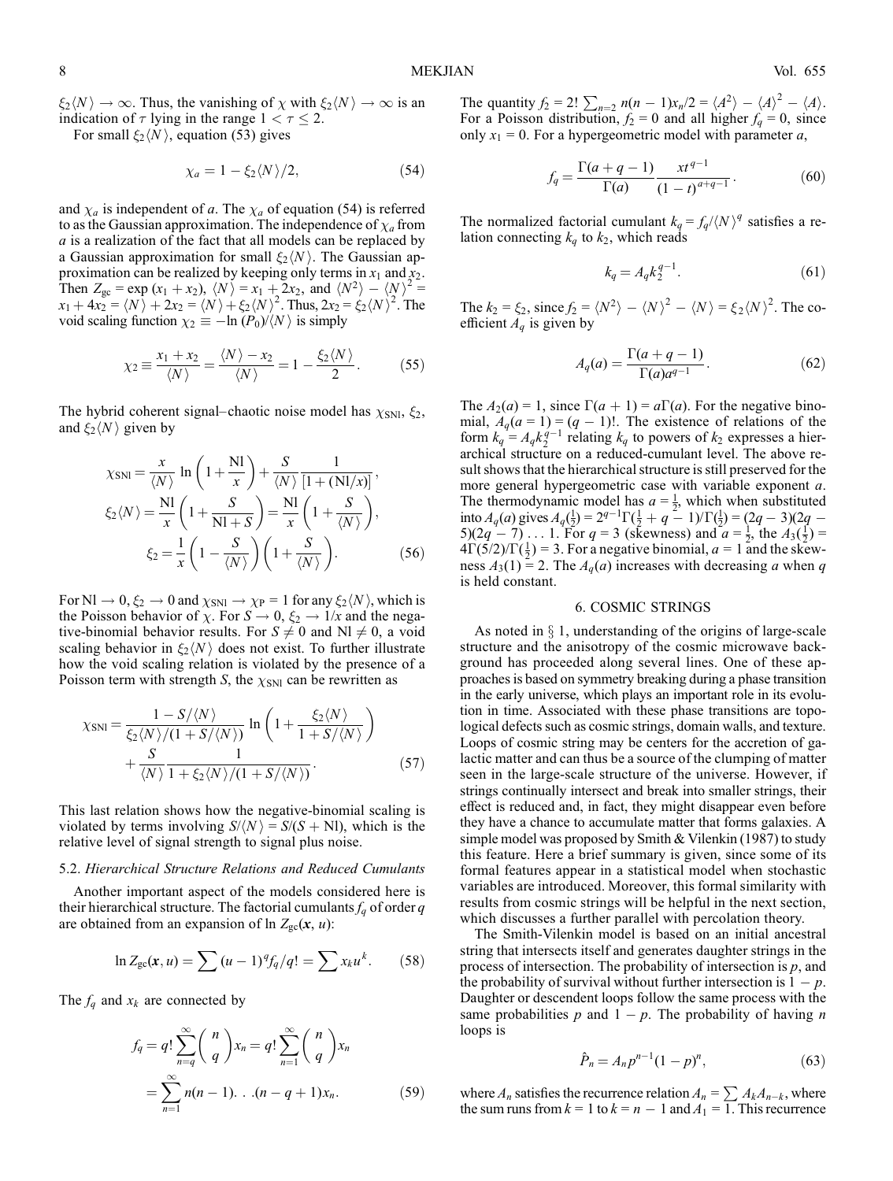$\xi_2\langle N\rangle \to \infty$. Thus, the vanishing of $\chi$ with $\xi_2\langle N\rangle \to \infty$ is an indication of $\tau$ lying in the range $1 < \tau \leq 2$.

For small $\xi_2\langle N\rangle$, equation (53) gives

$$\chi_a = 1 - \xi_2\langle N\rangle/2, \tag{54}$$

and $\chi_a$ is independent of $a$. The $\chi_a$ of equation (54) is referred to as the Gaussian approximation. The independence of $\chi_a$ from $a$ is a realization of the fact that all models can be replaced by a Gaussian approximation for small $\xi_2\langle N\rangle$. The Gaussian approximation can be realized by keeping only terms in $x_1$ and $x_2$. Then $Z_{\rm gc} = \exp\,(x_1 + x_2)$, $\langle N\rangle = x_1 + 2x_2$, and $\langle N^2\rangle - \langle N\rangle^2 = x_1 + 4x_2 = \langle N\rangle + 2x_2 = \langle N\rangle + \xi_2\langle N\rangle^2$. Thus, $2x_2 = \xi_2\langle N\rangle^2$. The void scaling function $\chi_2 \equiv -\ln\,(P_0)/\langle N\rangle$ is simply

$$\chi_2 \equiv \frac{x_1 + x_2}{\langle N\rangle} = \frac{\langle N\rangle - x_2}{\langle N\rangle} = 1 - \frac{\xi_2\langle N\rangle}{2}. \tag{55}$$

The hybrid coherent signal–chaotic noise model has $\chi_{\rm SNl}$, $\xi_2$, and $\xi_2\langle N\rangle$ given by

$$\chi_{\rm SNl} = \frac{x}{\langle N\rangle}\ln\left(1 + \frac{\rm Nl}{x}\right) + \frac{S}{\langle N\rangle}\frac{1}{[1 + ({\rm Nl}/x)]},$$
$$\xi_2\langle N\rangle = \frac{\rm Nl}{x}\left(1 + \frac{S}{{\rm Nl} + S}\right) = \frac{\rm Nl}{x}\left(1 + \frac{S}{\langle N\rangle}\right),$$
$$\xi_2 = \frac{1}{x}\left(1 - \frac{S}{\langle N\rangle}\right)\left(1 + \frac{S}{\langle N\rangle}\right). \tag{56}$$

For ${\rm Nl} \to 0$, $\xi_2 \to 0$ and $\chi_{\rm SNl} \to \chi_{\rm P} = 1$ for any $\xi_2\langle N\rangle$, which is the Poisson behavior of $\chi$. For $S \to 0$, $\xi_2 \to 1/x$ and the negative-binomial behavior results. For $S \neq 0$ and ${\rm Nl} \neq 0$, a void scaling behavior in $\xi_2\langle N\rangle$ does not exist. To further illustrate how the void scaling relation is violated by the presence of a Poisson term with strength $S$, the $\chi_{\rm SNl}$ can be rewritten as

$$\chi_{\rm SNl} = \frac{1 - S/\langle N\rangle}{\xi_2\langle N\rangle/(1 + S/\langle N\rangle)}\ln\left(1 + \frac{\xi_2\langle N\rangle}{1 + S/\langle N\rangle}\right) + \frac{S}{\langle N\rangle}\frac{1}{1 + \xi_2\langle N\rangle/(1 + S/\langle N\rangle)}. \tag{57}$$

This last relation shows how the negative-binomial scaling is violated by terms involving $S/\langle N\rangle = S/(S + {\rm Nl})$, which is the relative level of signal strength to signal plus noise.

### 5.2. *Hierarchical Structure Relations and Reduced Cumulants*

Another important aspect of the models considered here is their hierarchical structure. The factorial cumulants $f_q$ of order $q$ are obtained from an expansion of $\ln Z_{\rm gc}(\boldsymbol{x}, u)$:

$$\ln Z_{\rm gc}(\boldsymbol{x}, u) = \sum (u-1)^q f_q/q! = \sum x_k u^k. \tag{58}$$

The $f_q$ and $x_k$ are connected by

$$f_q = q!\sum_{n=q}^{\infty}\binom{n}{q}x_n = q!\sum_{n=1}^{\infty}\binom{n}{q}x_n = \sum_{n=1}^{\infty} n(n-1)\ldots(n-q+1)x_n. \tag{59}$$

The quantity $f_2 = 2!\sum_{n=2} n(n-1)x_n/2 = \langle A^2\rangle - \langle A\rangle^2 - \langle A\rangle$. For a Poisson distribution, $f_2 = 0$ and all higher $f_q = 0$, since only $x_1 = 0$. For a hypergeometric model with parameter $a$,

$$f_q = \frac{\Gamma(a+q-1)}{\Gamma(a)}\frac{xt^{q-1}}{(1-t)^{a+q-1}}. \tag{60}$$

The normalized factorial cumulant $k_q = f_q/\langle N\rangle^q$ satisfies a relation connecting $k_q$ to $k_2$, which reads

$$k_q = A_q k_2^{q-1}. \tag{61}$$

The $k_2 = \xi_2$, since $f_2 = \langle N^2\rangle - \langle N\rangle^2 - \langle N\rangle = \xi_2\langle N\rangle^2$. The coefficient $A_q$ is given by

$$A_q(a) = \frac{\Gamma(a+q-1)}{\Gamma(a)a^{q-1}}. \tag{62}$$

The $A_2(a) = 1$, since $\Gamma(a+1) = a\Gamma(a)$. For the negative binomial, $A_q(a=1) = (q-1)!$. The existence of relations of the form $k_q = A_q k_2^{q-1}$ relating $k_q$ to powers of $k_2$ expresses a hierarchical structure on a reduced-cumulant level. The above result shows that the hierarchical structure is still preserved for the more general hypergeometric case with variable exponent $a$. The thermodynamic model has $a = \frac{1}{2}$, which when substituted into $A_q(a)$ gives $A_q(\frac{1}{2}) = 2^{q-1}\Gamma(\frac{1}{2} + q - 1)/\Gamma(\frac{1}{2}) = (2q-3)(2q-5)(2q-7)\ldots 1$. For $q = 3$ (skewness) and $a = \frac{1}{2}$, the $A_3(\frac{1}{2}) = 4\Gamma(5/2)/\Gamma(\frac{1}{2}) = 3$. For a negative binomial, $a = 1$ and the skewness $A_3(1) = 2$. The $A_q(a)$ increases with decreasing $a$ when $q$ is held constant.

## 6. COSMIC STRINGS

As noted in § 1, understanding of the origins of large-scale structure and the anisotropy of the cosmic microwave background has proceeded along several lines. One of these approaches is based on symmetry breaking during a phase transition in the early universe, which plays an important role in its evolution in time. Associated with these phase transitions are topological defects such as cosmic strings, domain walls, and texture. Loops of cosmic string may be centers for the accretion of galactic matter and can thus be a source of the clumping of matter seen in the large-scale structure of the universe. However, if strings continually intersect and break into smaller strings, their effect is reduced and, in fact, they might disappear even before they have a chance to accumulate matter that forms galaxies. A simple model was proposed by Smith & Vilenkin (1987) to study this feature. Here a brief summary is given, since some of its formal features appear in a statistical model when stochastic variables are introduced. Moreover, this formal similarity with results from cosmic strings will be helpful in the next section, which discusses a further parallel with percolation theory.

The Smith-Vilenkin model is based on an initial ancestral string that intersects itself and generates daughter strings in the process of intersection. The probability of intersection is $p$, and the probability of survival without further intersection is $1 - p$. Daughter or descendent loops follow the same process with the same probabilities $p$ and $1 - p$. The probability of having $n$ loops is

$$\hat{P}_n = A_n p^{n-1}(1-p)^n, \tag{63}$$

where $A_n$ satisfies the recurrence relation $A_n = \sum A_k A_{n-k}$, where the sum runs from $k = 1$ to $k = n - 1$ and $A_1 = 1$. This recurrence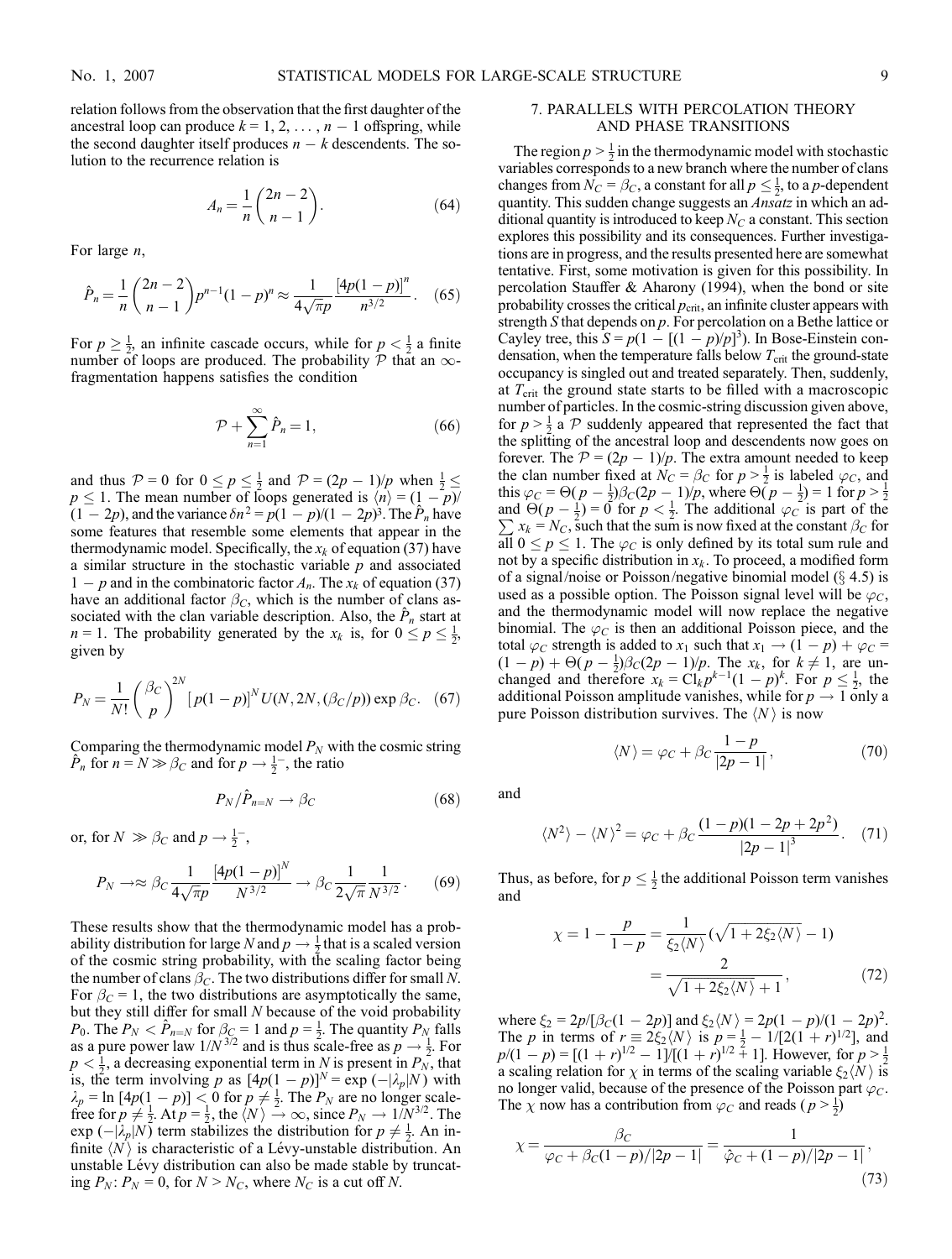relation follows from the observation that the first daughter of the ancestral loop can produce $k = 1, 2, \ldots, n-1$ offspring, while the second daughter itself produces $n-k$ descendents. The solution to the recurrence relation is

$$A_n = \frac{1}{n}\binom{2n-2}{n-1}. \tag{64}$$

For large $n$,

$$\hat{P}_n = \frac{1}{n}\binom{2n-2}{n-1} p^{n-1}(1-p)^n \approx \frac{1}{4\sqrt{\pi}p}\frac{[4p(1-p)]^n}{n^{3/2}}. \tag{65}$$

For $p \geq \frac{1}{2}$, an infinite cascade occurs, while for $p < \frac{1}{2}$ a finite number of loops are produced. The probability $\mathcal{P}$ that an $\infty$-fragmentation happens satisfies the condition

$$\mathcal{P} + \sum_{n=1}^{\infty} \hat{P}_n = 1, \tag{66}$$

and thus $\mathcal{P} = 0$ for $0 \leq p \leq \frac{1}{2}$ and $\mathcal{P} = (2p-1)/p$ when $\frac{1}{2} \leq p \leq 1$. The mean number of loops generated is $\langle n \rangle = (1-p)/(1-2p)$, and the variance $\delta n^2 = p(1-p)/(1-2p)^3$. The $\hat{P}_n$ have some features that resemble some elements that appear in the thermodynamic model. Specifically, the $x_k$ of equation (37) have a similar structure in the stochastic variable $p$ and associated $1-p$ and in the combinatoric factor $A_n$. The $x_k$ of equation (37) have an additional factor $\beta_C$, which is the number of clans associated with the clan variable description. Also, the $\hat{P}_n$ start at $n = 1$. The probability generated by the $x_k$ is, for $0 \leq p \leq \frac{1}{2}$, given by

$$P_N = \frac{1}{N!}\left(\frac{\beta_C}{p}\right)^{2N}[p(1-p)]^N U(N, 2N, (\beta_C/p)) \exp \beta_C. \tag{67}$$

Comparing the thermodynamic model $P_N$ with the cosmic string $\hat{P}_n$ for $n = N \gg \beta_C$ and for $p \to \frac{1}{2}^-$, the ratio

$$P_N/\hat{P}_{n=N} \to \beta_C \tag{68}$$

or, for $N \gg \beta_C$ and $p \to \frac{1}{2}^-$,

$$P_N \to\approx \beta_C \frac{1}{4\sqrt{\pi}p}\frac{[4p(1-p)]^N}{N^{3/2}} \to \beta_C \frac{1}{2\sqrt{\pi}}\frac{1}{N^{3/2}}. \tag{69}$$

These results show that the thermodynamic model has a probability distribution for large $N$ and $p \to \frac{1}{2}$ that is a scaled version of the cosmic string probability, with the scaling factor being the number of clans $\beta_C$. The two distributions differ for small $N$. For $\beta_C = 1$, the two distributions are asymptotically the same, but they still differ for small $N$ because of the void probability $P_0$. The $P_N < \hat{P}_{n=N}$ for $\beta_C = 1$ and $p = \frac{1}{2}$. The quantity $P_N$ falls as a pure power law $1/N^{3/2}$ and is thus scale-free as $p \to \frac{1}{2}$. For $p < \frac{1}{2}$, a decreasing exponential term in $N$ is present in $P_N$, that is, the term involving $p$ as $[4p(1-p)]^N = \exp(-|\lambda_p|N)$ with $\lambda_p = \ln[4p(1-p)] < 0$ for $p \neq \frac{1}{2}$. The $P_N$ are no longer scale-free for $p \neq \frac{1}{2}$. At $p = \frac{1}{2}$, the $\langle N \rangle \to \infty$, since $P_N \to 1/N^{3/2}$. The $\exp(-|\lambda_p|N)$ term stabilizes the distribution for $p \neq \frac{1}{2}$. An infinite $\langle N \rangle$ is characteristic of a Lévy-unstable distribution. An unstable Lévy distribution can also be made stable by truncating $P_N$: $P_N = 0$, for $N > N_C$, where $N_C$ is a cut off $N$.

## 7. PARALLELS WITH PERCOLATION THEORY AND PHASE TRANSITIONS

The region $p > \frac{1}{2}$ in the thermodynamic model with stochastic variables corresponds to a new branch where the number of clans changes from $N_C = \beta_C$, a constant for all $p \leq \frac{1}{2}$, to a $p$-dependent quantity. This sudden change suggests an *Ansatz* in which an additional quantity is introduced to keep $N_C$ a constant. This section explores this possibility and its consequences. Further investigations are in progress, and the results presented here are somewhat tentative. First, some motivation is given for this possibility. In percolation Stauffer & Aharony (1994), when the bond or site probability crosses the critical $p_{\rm crit}$, an infinite cluster appears with strength $S$ that depends on $p$. For percolation on a Bethe lattice or Cayley tree, this $S = p(1 - [(1-p)/p]^3)$. In Bose-Einstein condensation, when the temperature falls below $T_{\rm crit}$ the ground-state occupancy is singled out and treated separately. Then, suddenly, at $T_{\rm crit}$ the ground state starts to be filled with a macroscopic number of particles. In the cosmic-string discussion given above, for $p > \frac{1}{2}$ a $\mathcal{P}$ suddenly appeared that represented the fact that the splitting of the ancestral loop and descendents now goes on forever. The $\mathcal{P} = (2p-1)/p$. The extra amount needed to keep the clan number fixed at $N_C = \beta_C$ for $p > \frac{1}{2}$ is labeled $\varphi_C$, and this $\varphi_C = \Theta(p - \frac{1}{2})\beta_C(2p-1)/p$, where $\Theta(p - \frac{1}{2}) = 1$ for $p > \frac{1}{2}$ and $\Theta(p - \frac{1}{2}) = 0$ for $p < \frac{1}{2}$. The additional $\varphi_C$ is part of the $\sum x_k = N_C$, such that the sum is now fixed at the constant $\beta_C$ for all $0 \leq p \leq 1$. The $\varphi_C$ is only defined by its total sum rule and not by a specific distribution in $x_k$. To proceed, a modified form of a signal/noise or Poisson/negative binomial model (§ 4.5) is used as a possible option. The Poisson signal level will be $\varphi_C$, and the thermodynamic model will now replace the negative binomial. The $\varphi_C$ is then an additional Poisson piece, and the total $\varphi_C$ strength is added to $x_1$ such that $x_1 \to (1-p) + \varphi_C = (1-p) + \Theta(p - \frac{1}{2})\beta_C(2p-1)/p$. The $x_k$, for $k \neq 1$, are unchanged and therefore $x_k = {\rm Cl}_k p^{k-1}(1-p)^k$. For $p \leq \frac{1}{2}$, the additional Poisson amplitude vanishes, while for $p \to 1$ only a pure Poisson distribution survives. The $\langle N \rangle$ is now

$$\langle N \rangle = \varphi_C + \beta_C \frac{1-p}{|2p-1|}, \tag{70}$$

and

$$\langle N^2 \rangle - \langle N \rangle^2 = \varphi_C + \beta_C \frac{(1-p)(1-2p+2p^2)}{|2p-1|^3}. \tag{71}$$

Thus, as before, for $p \leq \frac{1}{2}$ the additional Poisson term vanishes and

$$\begin{aligned}\chi = 1 - \frac{p}{1-p} &= \frac{1}{\xi_2\langle N \rangle}\left(\sqrt{1 + 2\xi_2\langle N \rangle} - 1\right) \\ &= \frac{2}{\sqrt{1 + 2\xi_2\langle N \rangle} + 1},\end{aligned} \tag{72}$$

where $\xi_2 = 2p/[\beta_C(1-2p)]$ and $\xi_2\langle N \rangle = 2p(1-p)/(1-2p)^2$. The $p$ in terms of $r \equiv 2\xi_2\langle N \rangle$ is $p = \frac{1}{2} - 1/[2(1+r)^{1/2}]$, and $p/(1-p) = [(1+r)^{1/2} - 1]/[(1+r)^{1/2} + 1]$. However, for $p > \frac{1}{2}$ a scaling relation for $\chi$ in terms of the scaling variable $\xi_2\langle N \rangle$ is no longer valid, because of the presence of the Poisson part $\varphi_C$. The $\chi$ now has a contribution from $\varphi_C$ and reads ($p > \frac{1}{2}$)

$$\chi = \frac{\beta_C}{\varphi_C + \beta_C(1-p)/|2p-1|} = \frac{1}{\hat{\varphi}_C + (1-p)/|2p-1|}, \tag{73}$$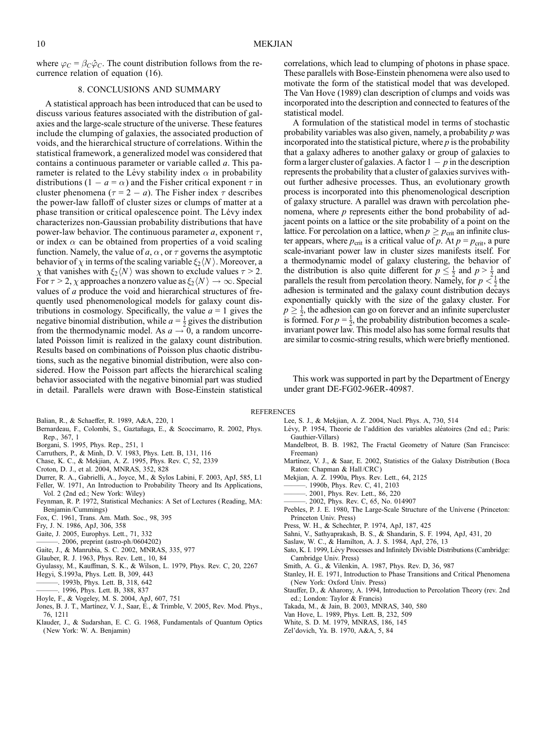where $\varphi_C = \beta_C \hat{\varphi}_C$. The count distribution follows from the recurrence relation of equation (16).

## 8. CONCLUSIONS AND SUMMARY

A statistical approach has been introduced that can be used to discuss various features associated with the distribution of galaxies and the large-scale structure of the universe. These features include the clumping of galaxies, the associated production of voids, and the hierarchical structure of correlations. Within the statistical framework, a generalized model was considered that contains a continuous parameter or variable called $a$. This parameter is related to the Lévy stability index $\alpha$ in probability distributions ($1 - a = \alpha$) and the Fisher critical exponent $\tau$ in cluster phenomena ($\tau = 2 - a$). The Fisher index $\tau$ describes the power-law falloff of cluster sizes or clumps of matter at a phase transition or critical opalescence point. The Lévy index characterizes non-Gaussian probability distributions that have power-law behavior. The continuous parameter $a$, exponent $\tau$, or index $\alpha$ can be obtained from properties of a void scaling function. Namely, the value of $a$, $\alpha$, or $\tau$ governs the asymptotic behavior of $\chi$ in terms of the scaling variable $\xi_2\langle N\rangle$. Moreover, a $\chi$ that vanishes with $\xi_2\langle N\rangle$ was shown to exclude values $\tau > 2$. For $\tau > 2$, $\chi$ approaches a nonzero value as $\xi_2\langle N\rangle \to \infty$. Special values of $a$ produce the void and hierarchical structures of frequently used phenomenological models for galaxy count distributions in cosmology. Specifically, the value $a = 1$ gives the negative binomial distribution, while $a = \frac{1}{2}$ gives the distribution from the thermodynamic model. As $a \to 0$, a random uncorrelated Poisson limit is realized in the galaxy count distribution. Results based on combinations of Poisson plus chaotic distributions, such as the negative binomial distribution, were also considered. How the Poisson part affects the hierarchical scaling behavior associated with the negative binomial part was studied in detail. Parallels were drawn with Bose-Einstein statistical correlations, which lead to clumping of photons in phase space. These parallels with Bose-Einstein phenomena were also used to motivate the form of the statistical model that was developed. The Van Hove (1989) clan description of clumps and voids was incorporated into the description and connected to features of the statistical model.

A formulation of the statistical model in terms of stochastic probability variables was also given, namely, a probability $p$ was incorporated into the statistical picture, where $p$ is the probability that a galaxy adheres to another galaxy or group of galaxies to form a larger cluster of galaxies. A factor $1 - p$ in the description represents the probability that a cluster of galaxies survives without further adhesive processes. Thus, an evolutionary growth process is incorporated into this phenomenological description of galaxy structure. A parallel was drawn with percolation phenomena, where $p$ represents either the bond probability of adjacent points on a lattice or the site probability of a point on the lattice. For percolation on a lattice, when $p \geq p_{\rm crit}$ an infinite cluster appears, where $p_{\rm crit}$ is a critical value of $p$. At $p = p_{\rm crit}$, a pure scale-invariant power law in cluster sizes manifests itself. For a thermodynamic model of galaxy clustering, the behavior of the distribution is also quite different for $p \leq \frac{1}{2}$ and $p > \frac{1}{2}$ and parallels the result from percolation theory. Namely, for $p < \frac{1}{2}$ the adhesion is terminated and the galaxy count distribution decays exponentially quickly with the size of the galaxy cluster. For $p \geq \frac{1}{2}$, the adhesion can go on forever and an infinite supercluster is formed. For $p = \frac{1}{2}$, the probability distribution becomes a scale-invariant power law. This model also has some formal results that are similar to cosmic-string results, which were briefly mentioned.

This work was supported in part by the Department of Energy under grant DE-FG02-96ER-40987.

## REFERENCES

Balian, R., & Schaeffer, R. 1989, A&A, 220, 1
Bernardeau, F., Colombi, S., Gaztañaga, E., & Scoccimarro, R. 2002, Phys. Rep., 367, 1
Borgani, S. 1995, Phys. Rep., 251, 1
Carruthers, P., & Minh, D. V. 1983, Phys. Lett. B, 131, 116
Chase, K. C., & Mekjian, A. Z. 1995, Phys. Rev. C, 52, 2339
Croton, D. J., et al. 2004, MNRAS, 352, 828
Durrer, R. A., Gabrielli, A., Joyce, M., & Sylos Labini, F. 2003, ApJ, 585, L1
Feller, W. 1971, An Introduction to Probability Theory and Its Applications, Vol. 2 (2nd ed.; New York: Wiley)
Feynman, R. P. 1972, Statistical Mechanics: A Set of Lectures (Reading, MA: Benjamin/Cummings)
Fox, C. 1961, Trans. Am. Math. Soc., 98, 395
Fry, J. N. 1986, ApJ, 306, 358
Gaite, J. 2005, Europhys. Lett., 71, 332
———. 2006, preprint (astro-ph/0604202)
Gaite, J., & Manrubia, S. C. 2002, MNRAS, 335, 977
Glauber, R. J. 1963, Phys. Rev. Lett., 10, 84
Gyulassy, M., Kauffman, S. K., & Wilson, L. 1979, Phys. Rev. C, 20, 2267
Hegyi, S.1993a, Phys. Lett. B, 309, 443
———. 1993b, Phys. Lett. B, 318, 642
———. 1996, Phys. Lett. B, 388, 837
Hoyle, F., & Vogeley, M. S. 2004, ApJ, 607, 751
Jones, B. J. T., Martínez, V. J., Saar, E., & Trimble, V. 2005, Rev. Mod. Phys., 76, 1211
Klauder, J., & Sudarshan, E. C. G. 1968, Fundamentals of Quantum Optics (New York: W. A. Benjamin)
Lee, S. J., & Mekjian, A. Z. 2004, Nucl. Phys. A, 730, 514
Lévy, P. 1954, Theorie de l'addition des variables aléatoires (2nd ed.; Paris: Gauthier-Villars)
Mandelbrot, B. B. 1982, The Fractal Geometry of Nature (San Francisco: Freeman)
Martínez, V. J., & Saar, E. 2002, Statistics of the Galaxy Distribution (Boca Raton: Chapman & Hall/CRC)
Mekjian, A. Z. 1990a, Phys. Rev. Lett., 64, 2125
———. 1990b, Phys. Rev. C, 41, 2103
———. 2001, Phys. Rev. Lett., 86, 220
———. 2002, Phys. Rev. C, 65, No. 014907
Peebles, P. J. E. 1980, The Large-Scale Structure of the Universe (Princeton: Princeton Univ. Press)
Press, W. H., & Schechter, P. 1974, ApJ, 187, 425
Sahni, V., Sathyaprakash, B. S., & Shandarin, S. F. 1994, ApJ, 431, 20
Saslaw, W. C., & Hamilton, A. J. S. 1984, ApJ, 276, 13
Sato, K. I. 1999, Lévy Processes and Infinitely Divisble Distributions (Cambridge: Cambridge Univ. Press)
Smith, A. G., & Vilenkin, A. 1987, Phys. Rev. D, 36, 987
Stanley, H. E. 1971, Introduction to Phase Transitions and Critical Phenomena (New York: Oxford Univ. Press)
Stauffer, D., & Aharony, A. 1994, Introduction to Percolation Theory (rev. 2nd ed.; London: Taylor & Francis)
Takada, M., & Jain, B. 2003, MNRAS, 340, 580
Van Hove, L. 1989, Phys. Lett. B, 232, 509
White, S. D. M. 1979, MNRAS, 186, 145
Zel'dovich, Ya. B. 1970, A&A, 5, 84